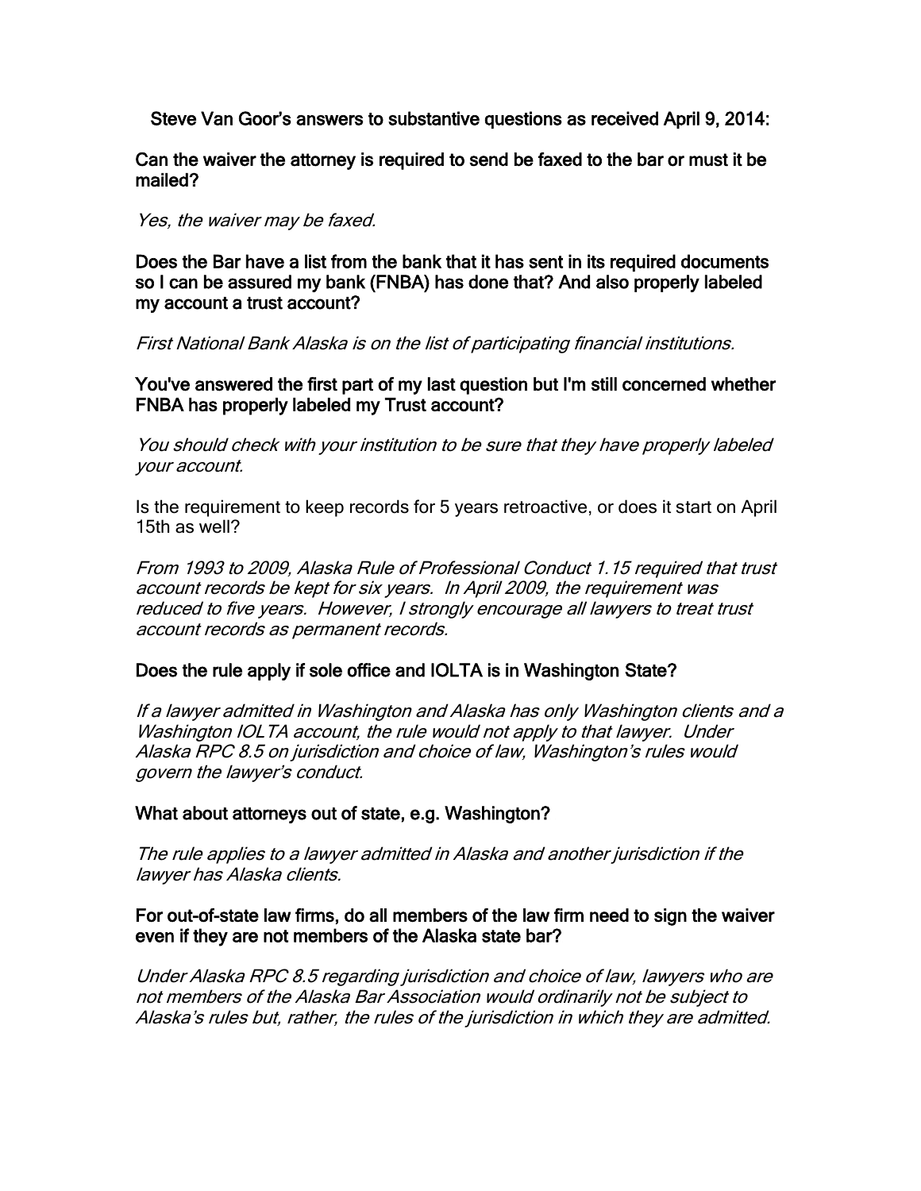# Steve Van Goor's answers to substantive questions as received April 9, 2014:

**Can the waiver the attorney is required to send be faxed to the bar or must it be mailed?**

*Yes, the waiver may be faxed.*

**Does the Bar have a list from the bank that it has sent in its required documents so I can be assured my bank (FNBA) has done that? And also properly labeled my account a trust account?**

*First National Bank Alaska is on the list of participating financial institutions.*

**You've answered the first part of my last question but I'm still concerned whether FNBA has properly labeled my Trust account?**

*You should check with your institution to be sure that they have properly labeled your account.*

Is the requirement to keep records for 5 years retroactive, or does it start on April 15th as well?

*From 1993 to 2009, Alaska Rule of Professional Conduct 1.15 required that trust account records be kept for six years. In April 2009, the requirement was reduced to five years. However, I strongly encourage all lawyers to treat trust account records as permanent records.*

**Does the rule apply if sole office and IOLTA is in Washington State?**

*If a lawyer admitted in Washington and Alaska has only Washington clients and a Washington IOLTA account, the rule would not apply to that lawyer. Under Alaska RPC 8.5 on jurisdiction and choice of law, Washington's rules would govern the lawyer's conduct.*

**What about attorneys out of state, e.g. Washington?**

*The rule applies to a lawyer admitted in Alaska and another jurisdiction if the lawyer has Alaska clients.*

**For out-of-state law firms, do all members of the law firm need to sign the waiver even if they are not members of the Alaska state bar?**

*Under Alaska RPC 8.5 regarding jurisdiction and choice of law, lawyers who are not members of the Alaska Bar Association would ordinarily not be subject to Alaska's rules but, rather, the rules of the jurisdiction in which they are admitted.*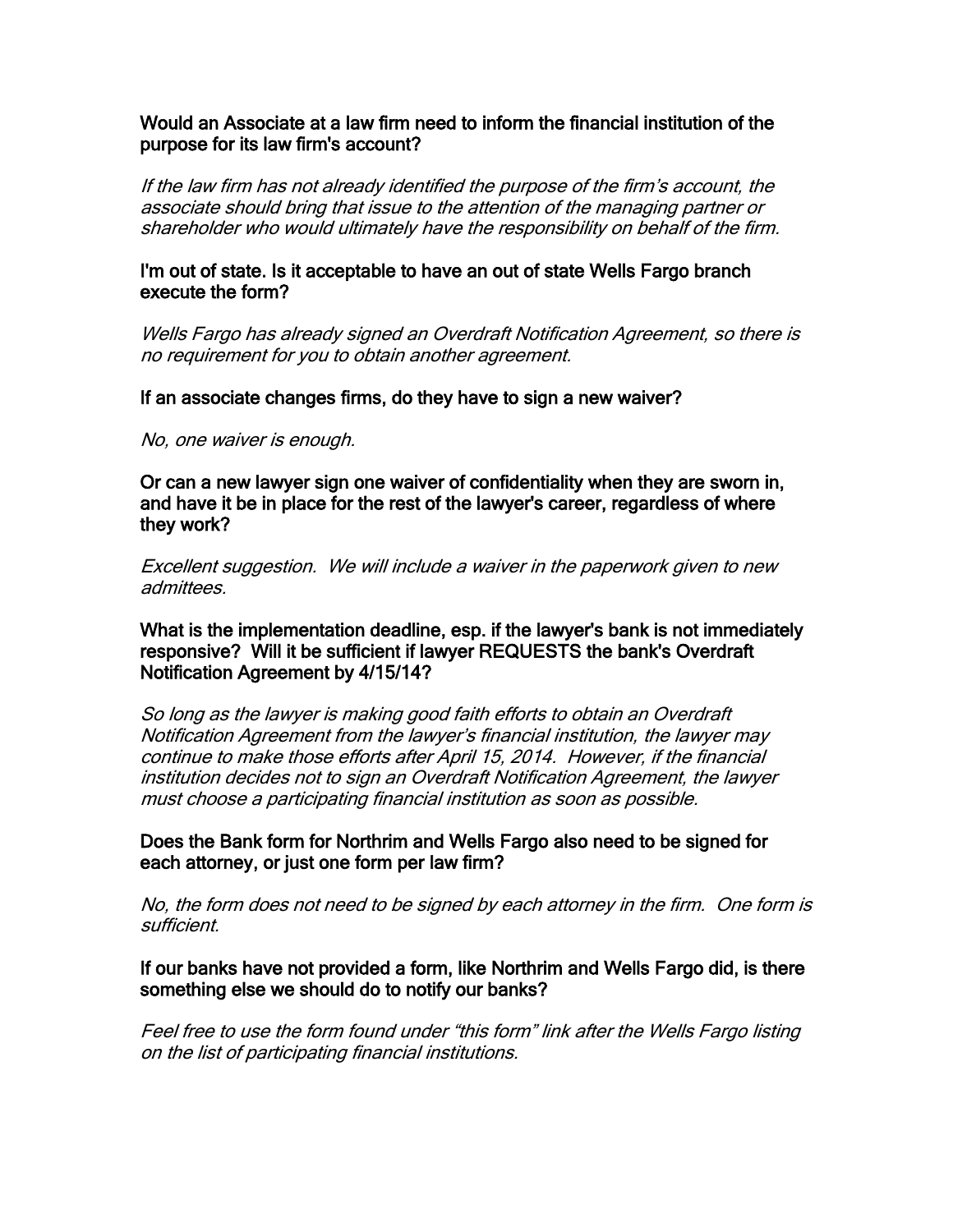**Would an Associate at a law firm need to inform the financial institution of the purpose for its law firm's account?**

*If the law firm has not already identified the purpose of the firm's account, the associate should bring that issue to the attention of the managing partner or shareholder who would ultimately have the responsibility on behalf of the firm.*

**I'm out of state. Is it acceptable to have an out of state Wells Fargo branch execute the form?**

*Wells Fargo has already signed an Overdraft Notification Agreement, so there is no requirement for you to obtain another agreement.*

**If an associate changes firms, do they have to sign a new waiver?**

*No, one waiver is enough.*

**Or can a new lawyer sign one waiver of confidentiality when they are sworn in, and have it be in place for the rest of the lawyer's career, regardless of where they work?**

*Excellent suggestion. We will include a waiver in the paperwork given to new admittees.*

**What is the implementation deadline, esp. if the lawyer's bank is not immediately responsive? Will it be sufficient if lawyer REQUESTS the bank's Overdraft Notification Agreement by 4/15/14?**

*So long as the lawyer is making good faith efforts to obtain an Overdraft Notification Agreement from the lawyer's financial institution, the lawyer may continue to make those efforts after April 15, 2014. However, if the financial institution decides not to sign an Overdraft Notification Agreement, the lawyer must choose a participating financial institution as soon as possible.*

**Does the Bank form for Northrim and Wells Fargo also need to be signed for each attorney, or just one form per law firm?**

*No, the form does not need to be signed by each attorney in the firm. One form is sufficient.*

**If our banks have not provided a form, like Northrim and Wells Fargo did, is there something else we should do to notify our banks?**

*Feel free to use the form found under "this form" link after the Wells Fargo listing on the list of participating financial institutions.*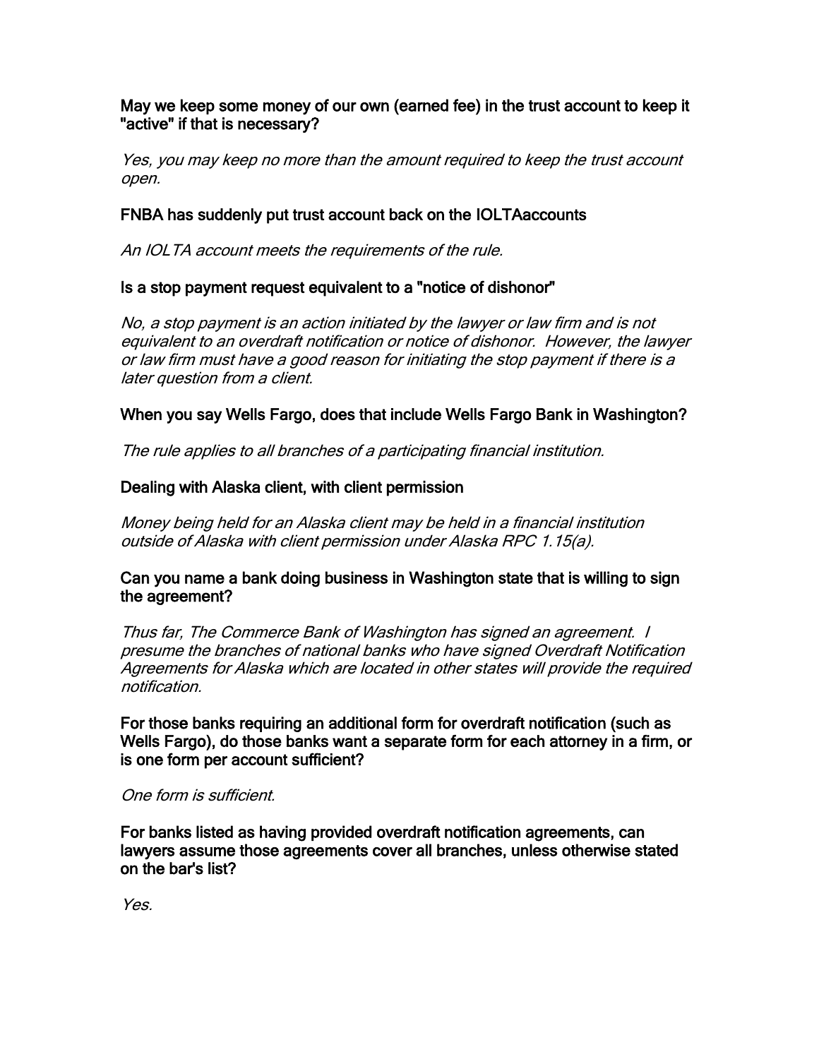**May we keep some money of our own (earned fee) in the trust account to keep it "active" if that is necessary?**

*Yes, you may keep no more than the amount required to keep the trust account open.*

**FNBA has suddenly put trust account back on the IOLTAaccounts**

*An IOLTA account meets the requirements of the rule.*

**Is a stop payment request equivalent to a "notice of dishonor"**

*No, a stop payment is an action initiated by the lawyer or law firm and is not equivalent to an overdraft notification or notice of dishonor. However, the lawyer or law firm must have a good reason for initiating the stop payment if there is a later question from a client.*

**When you say Wells Fargo, does that include Wells Fargo Bank in Washington?**

*The rule applies to all branches of a participating financial institution.*

**Dealing with Alaska client, with client permission**

*Money being held for an Alaska client may be held in a financial institution outside of Alaska with client permission under Alaska RPC 1.15(a).*

**Can you name a bank doing business in Washington state that is willing to sign the agreement?**

*Thus far, The Commerce Bank of Washington has signed an agreement. I presume the branches of national banks who have signed Overdraft Notification Agreements for Alaska which are located in other states will provide the required notification.*

**For those banks requiring an additional form for overdraft notification (such as Wells Fargo), do those banks want a separate form for each attorney in a firm, or is one form per account sufficient?**

*One form is sufficient.*

**For banks listed as having provided overdraft notification agreements, can lawyers assume those agreements cover all branches, unless otherwise stated on the bar's list?**

*Yes.*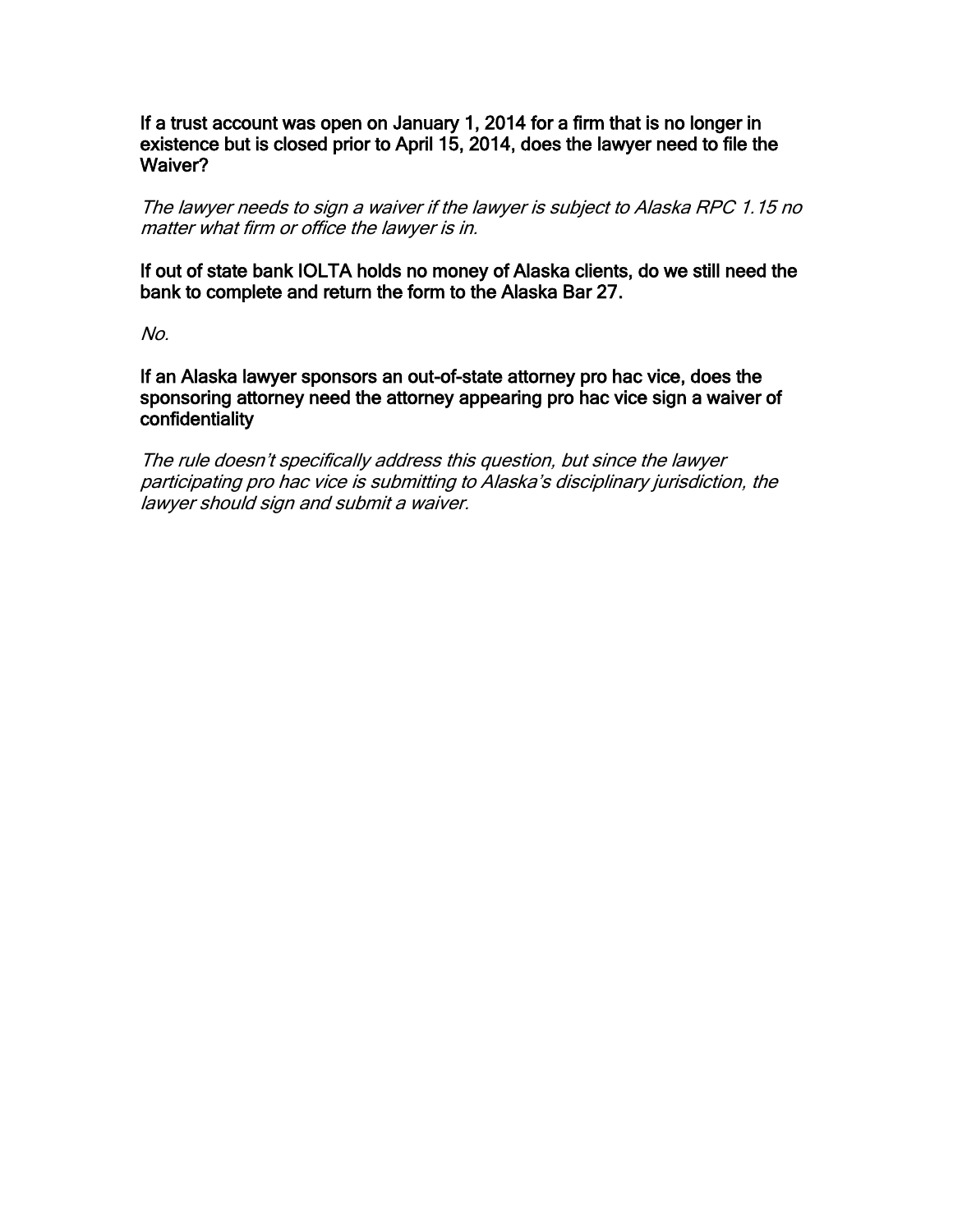**If a trust account was open on January 1, 2014 for a firm that is no longer in existence but is closed prior to April 15, 2014, does the lawyer need to file the Waiver?**

*The lawyer needs to sign a waiver if the lawyer is subject to Alaska RPC 1.15 no matter what firm or office the lawyer is in.*

**If out of state bank IOLTA holds no money of Alaska clients, do we still need the bank to complete and return the form to the Alaska Bar 27.**

*No.*

**If an Alaska lawyer sponsors an out-of-state attorney pro hac vice, does the sponsoring attorney need the attorney appearing pro hac vice sign a waiver of confidentiality**

*The rule doesn't specifically address this question, but since the lawyer participating pro hac vice is submitting to Alaska's disciplinary jurisdiction, the lawyer should sign and submit a waiver.*